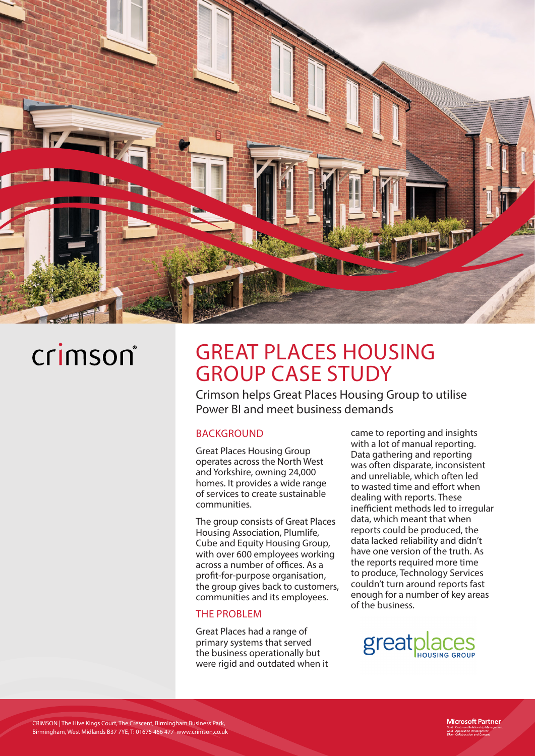crimson

# GREAT PLACES HOUSING GROUP CASE STUDY

Crimson helps Great Places Housing Group to utilise Power BI and meet business demands

## BACKGROUND

Great Places Housing Group operates across the North West and Yorkshire, owning 24,000 homes. It provides a wide range of services to create sustainable communities.

The group consists of Great Places Housing Association, Plumlife, Cube and Equity Housing Group, with over 600 employees working across a number of offices. As a profit-for-purpose organisation, the group gives back to customers, communities and its employees.

## THE PROBLEM

Great Places had a range of primary systems that served the business operationally but were rigid and outdated when it came to reporting and insights with a lot of manual reporting. Data gathering and reporting was often disparate, inconsistent and unreliable, which often led to wasted time and effort when dealing with reports. These inefficient methods led to irregular data, which meant that when reports could be produced, the data lacked reliability and didn't have one version of the truth. As the reports required more time to produce, Technology Services couldn't turn around reports fast enough for a number of key areas of the business.

greatplaces HOUSING GROUP

CRIMSON | The Hive Kings Court, The Crescent, Birmingham Business Park, Birmingham, West Midlands B37 7YE, T: 01675 466 477 www.crimson.co.uk

Microsoft Partner
Gold Customer Relationship Management
Gold Application Development
Silver Collaboration and Content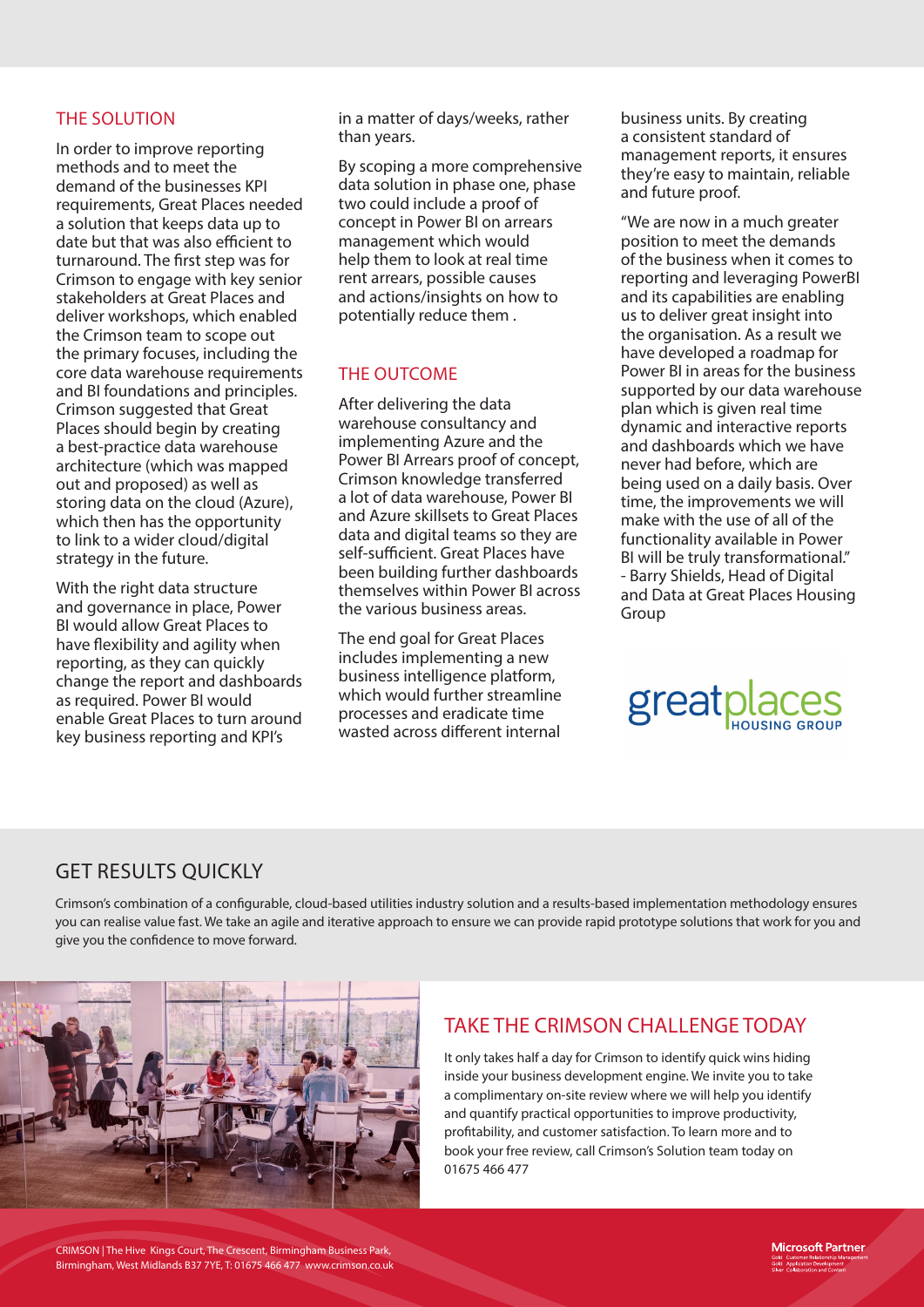## THE SOLUTION

In order to improve reporting methods and to meet the demand of the businesses KPI requirements, Great Places needed a solution that keeps data up to date but that was also efficient to turnaround. The first step was for Crimson to engage with key senior stakeholders at Great Places and deliver workshops, which enabled the Crimson team to scope out the primary focuses, including the core data warehouse requirements and BI foundations and principles. Crimson suggested that Great Places should begin by creating a best-practice data warehouse architecture (which was mapped out and proposed) as well as storing data on the cloud (Azure), which then has the opportunity to link to a wider cloud/digital strategy in the future.

With the right data structure and governance in place, Power BI would allow Great Places to have flexibility and agility when reporting, as they can quickly change the report and dashboards as required. Power BI would enable Great Places to turn around key business reporting and KPI's in a matter of days/weeks, rather than years.

By scoping a more comprehensive data solution in phase one, phase two could include a proof of concept in Power BI on arrears management which would help them to look at real time rent arrears, possible causes and actions/insights on how to potentially reduce them .

## THE OUTCOME

After delivering the data warehouse consultancy and implementing Azure and the Power BI Arrears proof of concept, Crimson knowledge transferred a lot of data warehouse, Power BI and Azure skillsets to Great Places data and digital teams so they are self-sufficient. Great Places have been building further dashboards themselves within Power BI across the various business areas.

The end goal for Great Places includes implementing a new business intelligence platform, which would further streamline processes and eradicate time wasted across different internal business units. By creating a consistent standard of management reports, it ensures they're easy to maintain, reliable and future proof.

"We are now in a much greater position to meet the demands of the business when it comes to reporting and leveraging PowerBI and its capabilities are enabling us to deliver great insight into the organisation. As a result we have developed a roadmap for Power BI in areas for the business supported by our data warehouse plan which is given real time dynamic and interactive reports and dashboards which we have never had before, which are being used on a daily basis. Over time, the improvements we will make with the use of all of the functionality available in Power BI will be truly transformational." - Barry Shields, Head of Digital and Data at Great Places Housing Group

greatplaces HOUSING GROUP

## GET RESULTS QUICKLY

Crimson's combination of a configurable, cloud-based utilities industry solution and a results-based implementation methodology ensures you can realise value fast. We take an agile and iterative approach to ensure we can provide rapid prototype solutions that work for you and give you the confidence to move forward.

## TAKE THE CRIMSON CHALLENGE TODAY

It only takes half a day for Crimson to identify quick wins hiding inside your business development engine. We invite you to take a complimentary on-site review where we will help you identify and quantify practical opportunities to improve productivity, profitability, and customer satisfaction. To learn more and to book your free review, call Crimson's Solution team today on 01675 466 477

CRIMSON | The Hive Kings Court, The Crescent, Birmingham Business Park, Birmingham, West Midlands B37 7YE, T: 01675 466 477 www.crimson.co.uk

Microsoft Partner